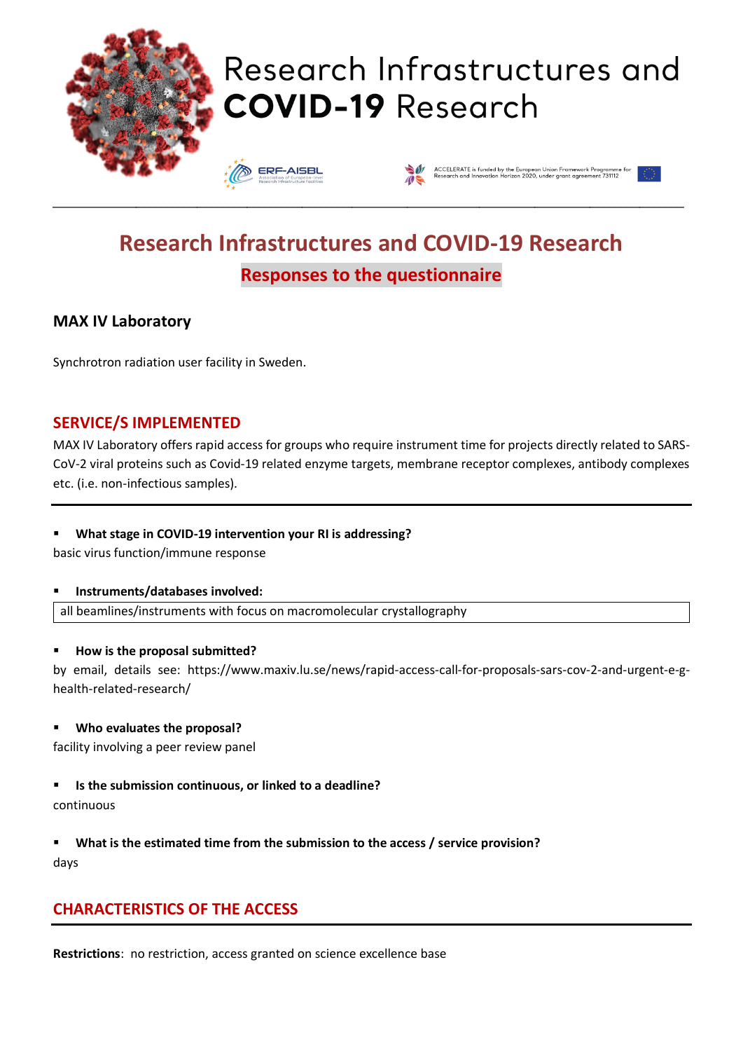# Research Infrastructures and COVID-19 Research

ERF-AISBL Association of European-level Research Infrastructure Facilities

ACCELERATE is funded by the European Union Framework Programme for Research and Innovation Horizon 2020, under grant agreement 731112

## Research Infrastructures and COVID-19 Research

### Responses to the questionnaire

### MAX IV Laboratory

Synchrotron radiation user facility in Sweden.

## SERVICE/S IMPLEMENTED

MAX IV Laboratory offers rapid access for groups who require instrument time for projects directly related to SARS-CoV-2 viral proteins such as Covid-19 related enzyme targets, membrane receptor complexes, antibody complexes etc. (i.e. non-infectious samples).

- **What stage in COVID-19 intervention your RI is addressing?**

basic virus function/immune response

- **Instruments/databases involved:**

all beamlines/instruments with focus on macromolecular crystallography

- **How is the proposal submitted?**

by email, details see: https://www.maxiv.lu.se/news/rapid-access-call-for-proposals-sars-cov-2-and-urgent-e-g-health-related-research/

- **Who evaluates the proposal?**

facility involving a peer review panel

- **Is the submission continuous, or linked to a deadline?**

continuous

- **What is the estimated time from the submission to the access / service provision?**

days

## CHARACTERISTICS OF THE ACCESS

**Restrictions**: no restriction, access granted on science excellence base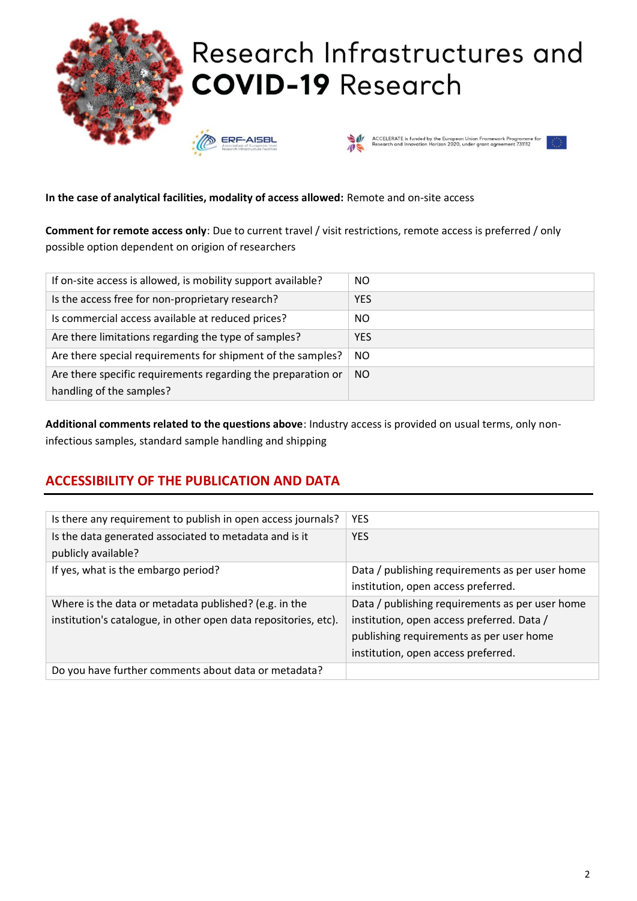**In the case of analytical facilities, modality of access allowed:** Remote and on-site access

**Comment for remote access only**: Due to current travel / visit restrictions, remote access is preferred / only possible option dependent on origion of researchers

| | |
|---|---|
| If on-site access is allowed, is mobility support available? | NO |
| Is the access free for non-proprietary research? | YES |
| Is commercial access available at reduced prices? | NO |
| Are there limitations regarding the type of samples? | YES |
| Are there special requirements for shipment of the samples? | NO |
| Are there specific requirements regarding the preparation or handling of the samples? | NO |

**Additional comments related to the questions above**: Industry access is provided on usual terms, only non-infectious samples, standard sample handling and shipping

## ACCESSIBILITY OF THE PUBLICATION AND DATA

| | |
|---|---|
| Is there any requirement to publish in open access journals? | YES |
| Is the data generated associated to metadata and is it publicly available? | YES |
| If yes, what is the embargo period? | Data / publishing requirements as per user home institution, open access preferred. |
| Where is the data or metadata published? (e.g. in the institution's catalogue, in other open data repositories, etc). | Data / publishing requirements as per user home institution, open access preferred. Data / publishing requirements as per user home institution, open access preferred. |
| Do you have further comments about data or metadata? | |